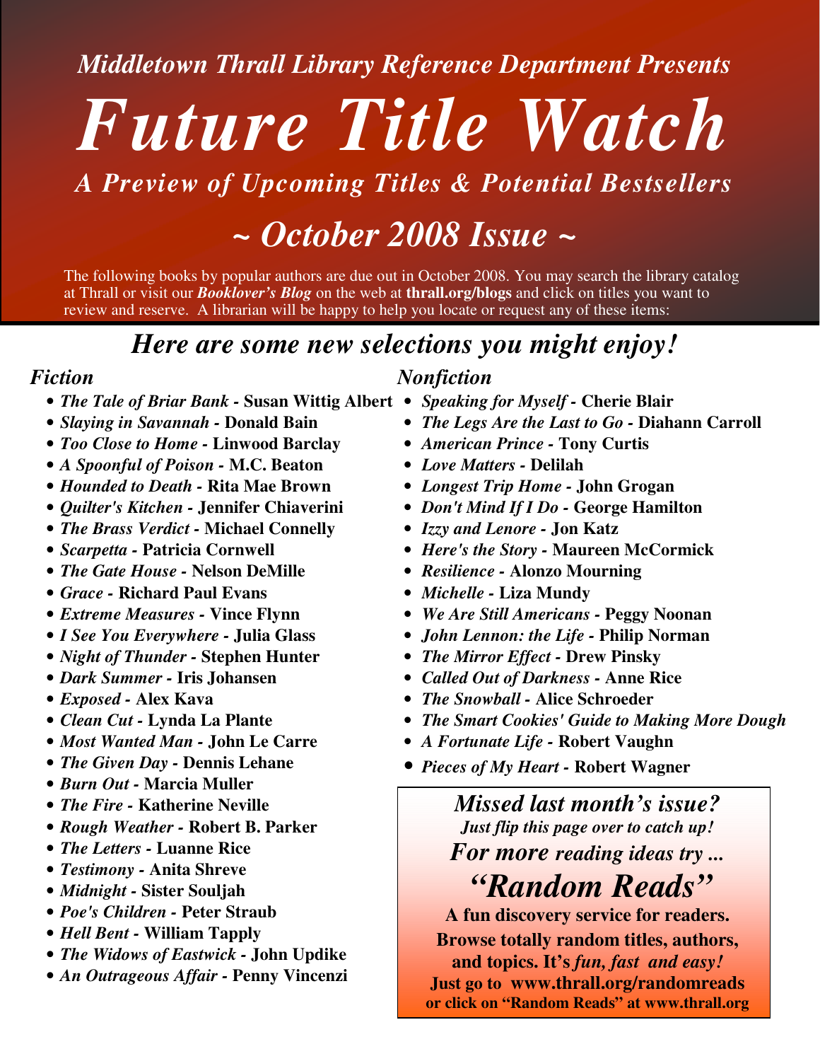*Middletown Thrall Library Reference Department Presents*

# *Future Title Watch*

## *A Preview of Upcoming Titles & Potential Bestsellers*

## *~ October 2008 Issue ~*

The following books by popular authors are due out in October 2008. You may search the library catalog at Thrall or visit our ***Booklover's Blog*** on the web at **thrall.org/blogs** and click on titles you want to review and reserve. A librarian will be happy to help you locate or request any of these items:

## *Here are some new selections you might enjoy!*

### *Fiction*

- ***The Tale of Briar Bank*** **- Susan Wittig Albert**
- ***Slaying in Savannah*** **- Donald Bain**
- ***Too Close to Home*** **- Linwood Barclay**
- ***A Spoonful of Poison*** **- M.C. Beaton**
- ***Hounded to Death*** **- Rita Mae Brown**
- ***Quilter's Kitchen*** **- Jennifer Chiaverini**
- ***The Brass Verdict*** **- Michael Connelly**
- ***Scarpetta*** **- Patricia Cornwell**
- ***The Gate House*** **- Nelson DeMille**
- ***Grace*** **- Richard Paul Evans**
- ***Extreme Measures*** **- Vince Flynn**
- ***I See You Everywhere*** **- Julia Glass**
- ***Night of Thunder*** **- Stephen Hunter**
- ***Dark Summer*** **- Iris Johansen**
- ***Exposed*** **- Alex Kava**
- ***Clean Cut*** **- Lynda La Plante**
- ***Most Wanted Man*** **- John Le Carre**
- ***The Given Day*** **- Dennis Lehane**
- ***Burn Out*** **- Marcia Muller**
- ***The Fire*** **- Katherine Neville**
- ***Rough Weather*** **- Robert B. Parker**
- ***The Letters*** **- Luanne Rice**
- ***Testimony*** **- Anita Shreve**
- ***Midnight*** **- Sister Souljah**
- ***Poe's Children*** **- Peter Straub**
- ***Hell Bent*** **- William Tapply**
- ***The Widows of Eastwick*** **- John Updike**
- ***An Outrageous Affair*** **- Penny Vincenzi**

### *Nonfiction*

- ***Speaking for Myself*** **- Cherie Blair**
- ***The Legs Are the Last to Go*** **- Diahann Carroll**
- ***American Prince*** **- Tony Curtis**
- ***Love Matters*** **- Delilah**
- ***Longest Trip Home*** **- John Grogan**
- ***Don't Mind If I Do*** **- George Hamilton**
- ***Izzy and Lenore*** **- Jon Katz**
- ***Here's the Story*** **- Maureen McCormick**
- ***Resilience*** **- Alonzo Mourning**
- ***Michelle*** **- Liza Mundy**
- ***We Are Still Americans*** **- Peggy Noonan**
- ***John Lennon: the Life*** **- Philip Norman**
- ***The Mirror Effect*** **- Drew Pinsky**
- ***Called Out of Darkness*** **- Anne Rice**
- ***The Snowball*** **- Alice Schroeder**
- ***The Smart Cookies' Guide to Making More Dough***
- ***A Fortunate Life*** **- Robert Vaughn**
- ***Pieces of My Heart*** **- Robert Wagner**

---

***Missed last month's issue?***
***Just flip this page over to catch up!***

***For more reading ideas try ...***

## ***"Random Reads"***

**A fun discovery service for readers. Browse totally random titles, authors, and topics. It's *fun, fast and easy!***
**Just go to www.thrall.org/randomreads or click on "Random Reads" at www.thrall.org**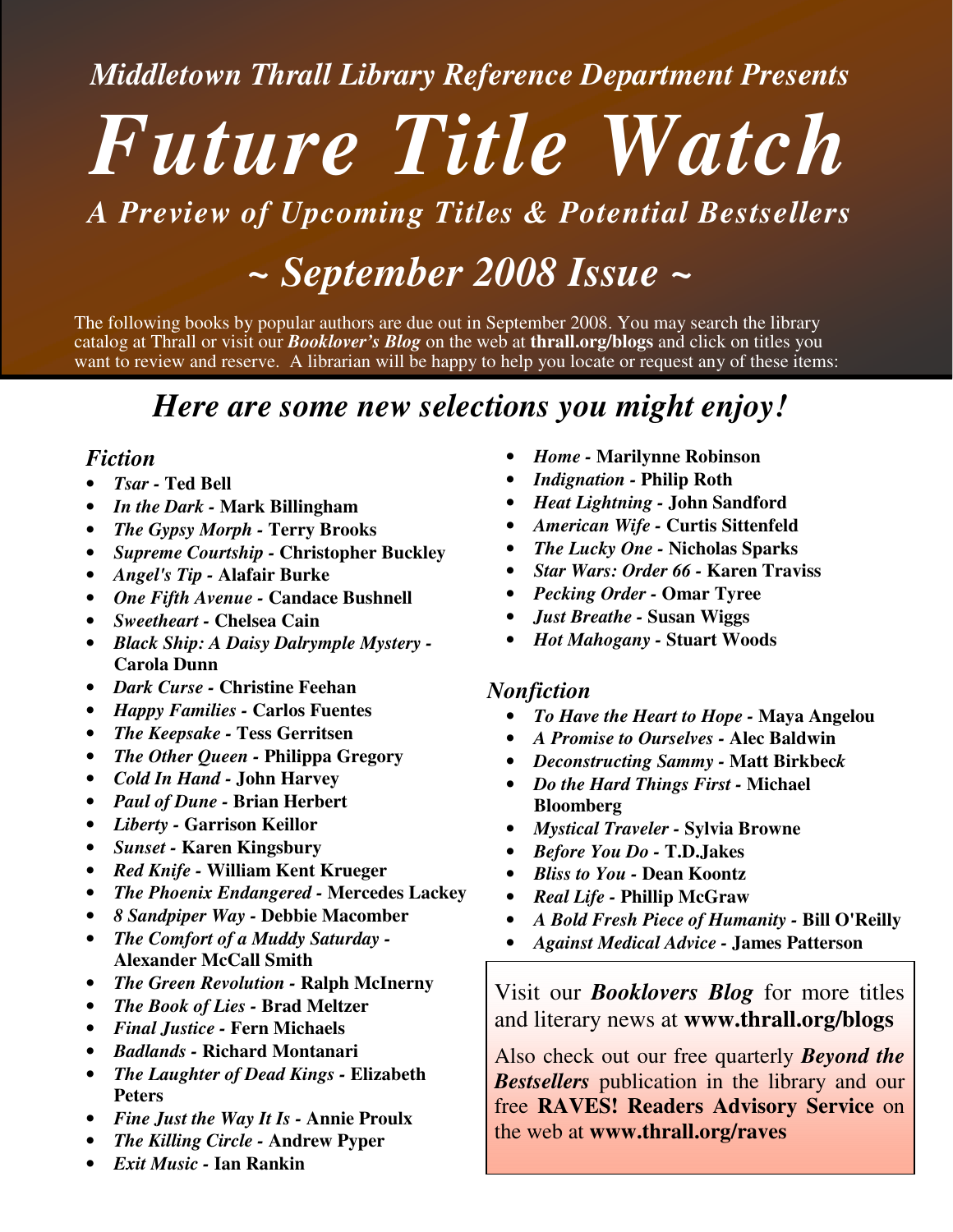*Middletown Thrall Library Reference Department Presents*

# *Future Title Watch*

## *A Preview of Upcoming Titles & Potential Bestsellers*

## *~ September 2008 Issue ~*

The following books by popular authors are due out in September 2008. You may search the library catalog at Thrall or visit our ***Booklover's Blog*** on the web at **thrall.org/blogs** and click on titles you want to review and reserve. A librarian will be happy to help you locate or request any of these items:

## *Here are some new selections you might enjoy!*

### *Fiction*

- ***Tsar*** **- Ted Bell**
- ***In the Dark*** **- Mark Billingham**
- ***The Gypsy Morph*** **- Terry Brooks**
- ***Supreme Courtship*** **- Christopher Buckley**
- ***Angel's Tip*** **- Alafair Burke**
- ***One Fifth Avenue*** **- Candace Bushnell**
- ***Sweetheart*** **- Chelsea Cain**
- ***Black Ship: A Daisy Dalrymple Mystery*** **- Carola Dunn**
- ***Dark Curse*** **- Christine Feehan**
- ***Happy Families*** **- Carlos Fuentes**
- ***The Keepsake*** **- Tess Gerritsen**
- ***The Other Queen*** **- Philippa Gregory**
- ***Cold In Hand*** **- John Harvey**
- ***Paul of Dune*** **- Brian Herbert**
- ***Liberty*** **- Garrison Keillor**
- ***Sunset*** **- Karen Kingsbury**
- ***Red Knife*** **- William Kent Krueger**
- ***The Phoenix Endangered*** **- Mercedes Lackey**
- ***8 Sandpiper Way*** **- Debbie Macomber**
- ***The Comfort of a Muddy Saturday*** **- Alexander McCall Smith**
- ***The Green Revolution*** **- Ralph McInerny**
- ***The Book of Lies*** **- Brad Meltzer**
- ***Final Justice*** **- Fern Michaels**
- ***Badlands*** **- Richard Montanari**
- ***The Laughter of Dead Kings*** **- Elizabeth Peters**
- ***Fine Just the Way It Is*** **- Annie Proulx**
- ***The Killing Circle*** **- Andrew Pyper**
- ***Exit Music*** **- Ian Rankin**
- ***Home*** **- Marilynne Robinson**
- ***Indignation*** **- Philip Roth**
- ***Heat Lightning*** **- John Sandford**
- ***American Wife*** **- Curtis Sittenfeld**
- ***The Lucky One*** **- Nicholas Sparks**
- ***Star Wars: Order 66*** **- Karen Traviss**
- ***Pecking Order*** **- Omar Tyree**
- ***Just Breathe*** **- Susan Wiggs**
- ***Hot Mahogany*** **- Stuart Woods**

### *Nonfiction*

- ***To Have the Heart to Hope*** **- Maya Angelou**
- ***A Promise to Ourselves*** **- Alec Baldwin**
- ***Deconstructing Sammy*** **- Matt Birkbeck**
- ***Do the Hard Things First*** **- Michael Bloomberg**
- ***Mystical Traveler*** **- Sylvia Browne**
- ***Before You Do*** **- T.D.Jakes**
- ***Bliss to You*** **- Dean Koontz**
- ***Real Life*** **- Phillip McGraw**
- ***A Bold Fresh Piece of Humanity*** **- Bill O'Reilly**
- ***Against Medical Advice*** **- James Patterson**

Visit our ***Booklovers Blog*** for more titles and literary news at **www.thrall.org/blogs**

Also check out our free quarterly ***Beyond the Bestsellers*** publication in the library and our free **RAVES! Readers Advisory Service** on the web at **www.thrall.org/raves**